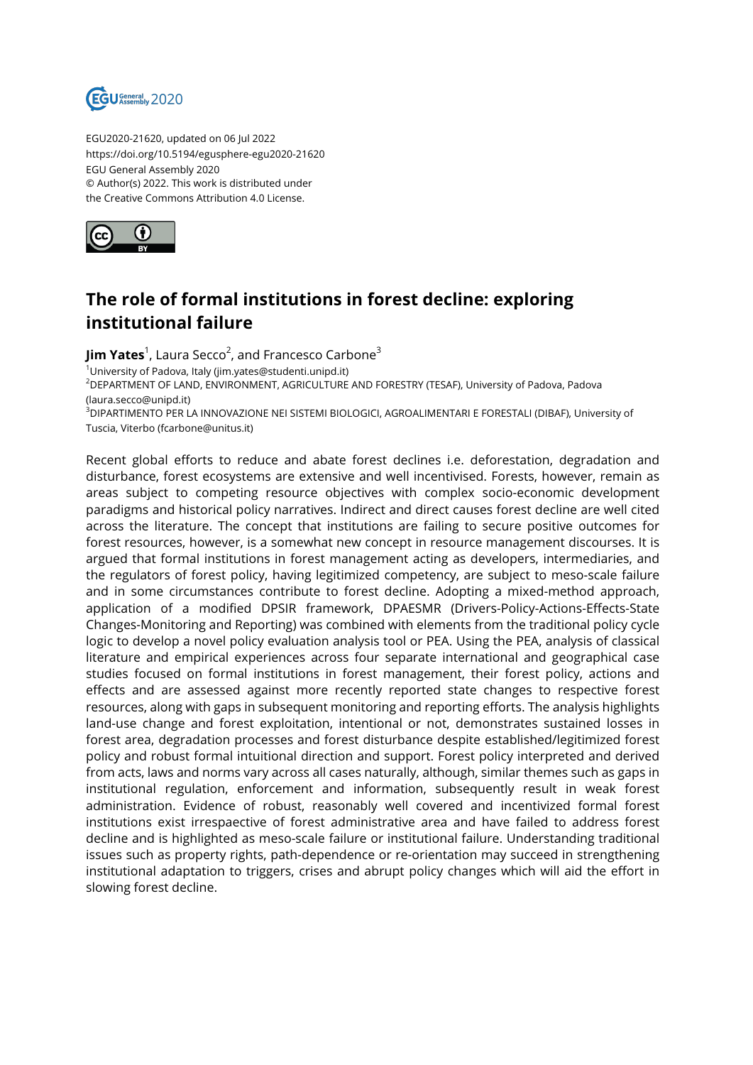EGU2020-21620, updated on 06 Jul 2022
https://doi.org/10.5194/egusphere-egu2020-21620
EGU General Assembly 2020
© Author(s) 2022. This work is distributed under
the Creative Commons Attribution 4.0 License.

# The role of formal institutions in forest decline: exploring institutional failure

**Jim Yates**[1], Laura Secco[2], and Francesco Carbone[3]

[1]University of Padova, Italy (jim.yates@studenti.unipd.it)
[2]DEPARTMENT OF LAND, ENVIRONMENT, AGRICULTURE AND FORESTRY (TESAF), University of Padova, Padova (laura.secco@unipd.it)
[3]DIPARTIMENTO PER LA INNOVAZIONE NEI SISTEMI BIOLOGICI, AGROALIMENTARI E FORESTALI (DIBAF), University of Tuscia, Viterbo (fcarbone@unitus.it)

Recent global efforts to reduce and abate forest declines i.e. deforestation, degradation and disturbance, forest ecosystems are extensive and well incentivised. Forests, however, remain as areas subject to competing resource objectives with complex socio-economic development paradigms and historical policy narratives. Indirect and direct causes forest decline are well cited across the literature. The concept that institutions are failing to secure positive outcomes for forest resources, however, is a somewhat new concept in resource management discourses. It is argued that formal institutions in forest management acting as developers, intermediaries, and the regulators of forest policy, having legitimized competency, are subject to meso-scale failure and in some circumstances contribute to forest decline. Adopting a mixed-method approach, application of a modified DPSIR framework, DPAESMR (Drivers-Policy-Actions-Effects-State Changes-Monitoring and Reporting) was combined with elements from the traditional policy cycle logic to develop a novel policy evaluation analysis tool or PEA. Using the PEA, analysis of classical literature and empirical experiences across four separate international and geographical case studies focused on formal institutions in forest management, their forest policy, actions and effects and are assessed against more recently reported state changes to respective forest resources, along with gaps in subsequent monitoring and reporting efforts. The analysis highlights land-use change and forest exploitation, intentional or not, demonstrates sustained losses in forest area, degradation processes and forest disturbance despite established/legitimized forest policy and robust formal intuitional direction and support. Forest policy interpreted and derived from acts, laws and norms vary across all cases naturally, although, similar themes such as gaps in institutional regulation, enforcement and information, subsequently result in weak forest administration. Evidence of robust, reasonably well covered and incentivized formal forest institutions exist irrespaective of forest administrative area and have failed to address forest decline and is highlighted as meso-scale failure or institutional failure. Understanding traditional issues such as property rights, path-dependence or re-orientation may succeed in strengthening institutional adaptation to triggers, crises and abrupt policy changes which will aid the effort in slowing forest decline.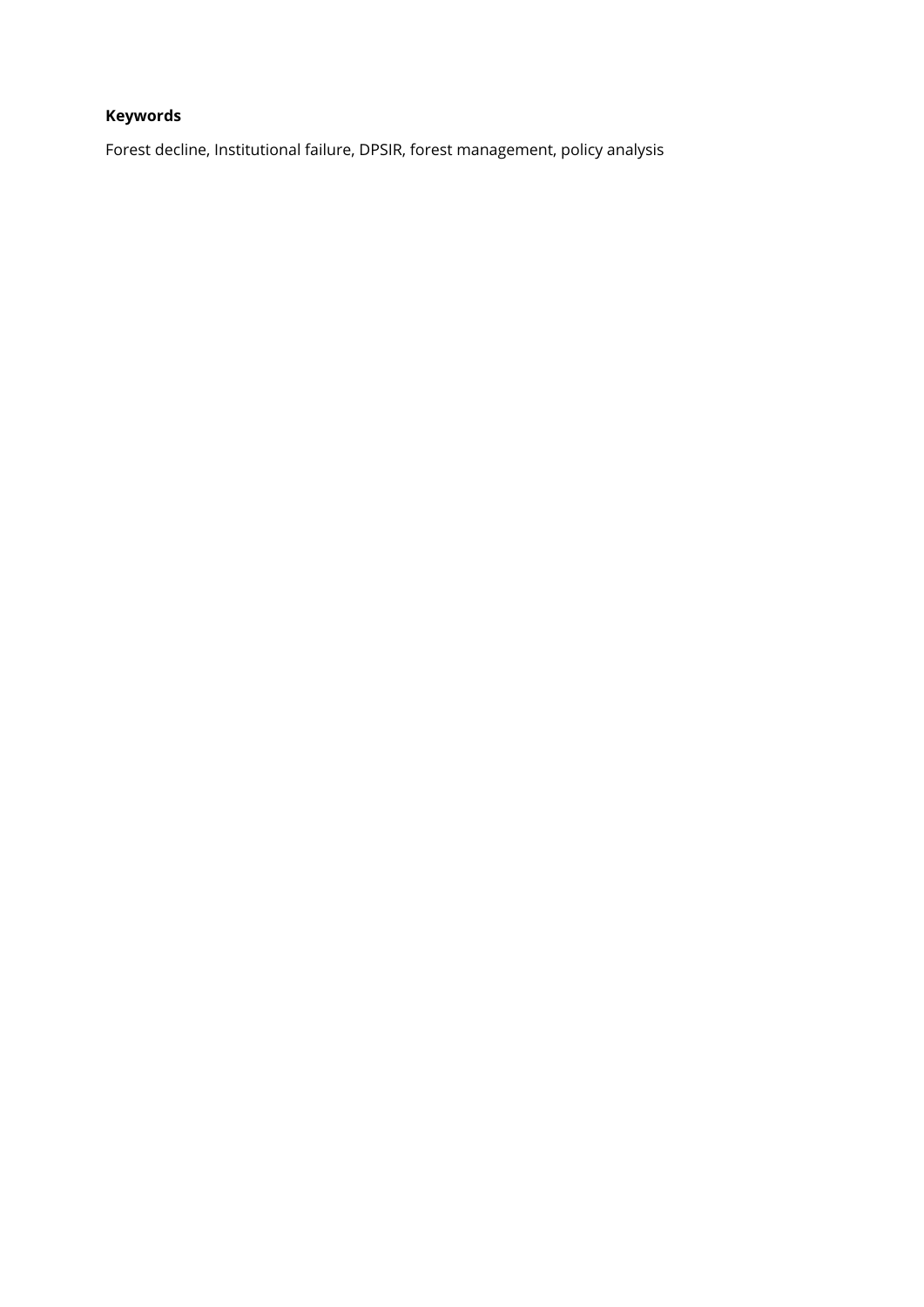**Keywords**

Forest decline, Institutional failure, DPSIR, forest management, policy analysis